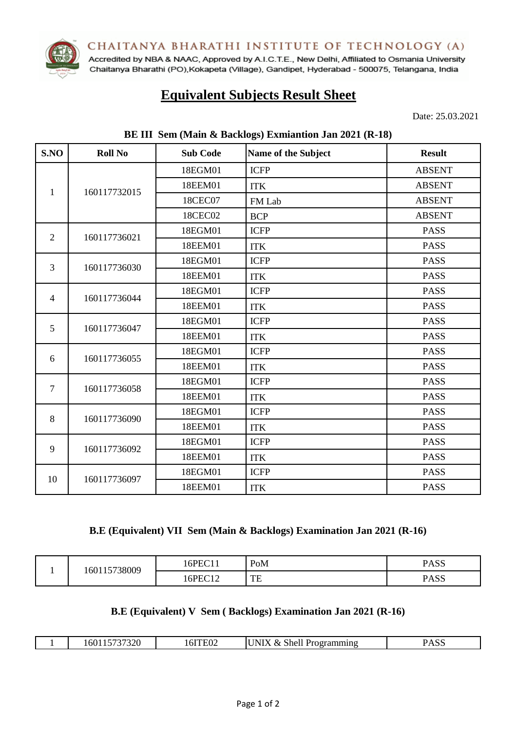CHAITANYA BHARATHI INSTITUTE OF TECHNOLOGY (A)

Accredited by NBA & NAAC, Approved by A.I.C.T.E., New Delhi, Affiliated to Osmania University

Chaitanya Bharathi (PO),Kokapeta (Village), Gandipet, Hyderabad - 500075, Telangana, India

# Equivalent Subjects Result Sheet

Date: 25.03.2021

### BE III Sem (Main & Backlogs) Exmiantion Jan 2021 (R-18)

| S.NO | Roll No | Sub Code | Name of the Subject | Result |
|---|---|---|---|---|
| 1 | 160117732015 | 18EGM01 | ICFP | ABSENT |
| | | 18EEM01 | ITK | ABSENT |
| | | 18CEC07 | FM Lab | ABSENT |
| | | 18CEC02 | BCP | ABSENT |
| 2 | 160117736021 | 18EGM01 | ICFP | PASS |
| | | 18EEM01 | ITK | PASS |
| 3 | 160117736030 | 18EGM01 | ICFP | PASS |
| | | 18EEM01 | ITK | PASS |
| 4 | 160117736044 | 18EGM01 | ICFP | PASS |
| | | 18EEM01 | ITK | PASS |
| 5 | 160117736047 | 18EGM01 | ICFP | PASS |
| | | 18EEM01 | ITK | PASS |
| 6 | 160117736055 | 18EGM01 | ICFP | PASS |
| | | 18EEM01 | ITK | PASS |
| 7 | 160117736058 | 18EGM01 | ICFP | PASS |
| | | 18EEM01 | ITK | PASS |
| 8 | 160117736090 | 18EGM01 | ICFP | PASS |
| | | 18EEM01 | ITK | PASS |
| 9 | 160117736092 | 18EGM01 | ICFP | PASS |
| | | 18EEM01 | ITK | PASS |
| 10 | 160117736097 | 18EGM01 | ICFP | PASS |
| | | 18EEM01 | ITK | PASS |

### B.E (Equivalent) VII Sem (Main & Backlogs) Examination Jan 2021 (R-16)

| S.NO | Roll No | Sub Code | Name of the Subject | Result |
|---|---|---|---|---|
| 1 | 160115738009 | 16PEC11 | PoM | PASS |
| | | 16PEC12 | TE | PASS |

### B.E (Equivalent) V Sem ( Backlogs) Examination Jan 2021 (R-16)

| S.NO | Roll No | Sub Code | Name of the Subject | Result |
|---|---|---|---|---|
| 1 | 160115737320 | 16ITE02 | UNIX & Shell Programming | PASS |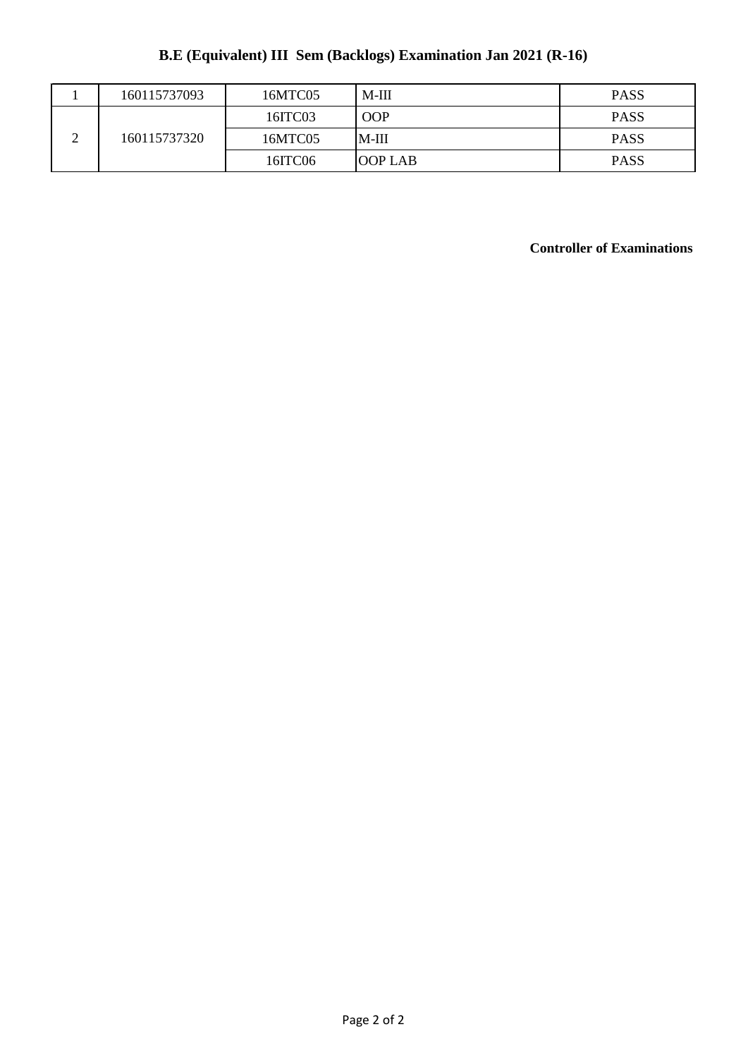## B.E (Equivalent) III Sem (Backlogs) Examination Jan 2021 (R-16)

| | | | | |
|---|---|---|---|---|
| 1 | 160115737093 | 16MTC05 | M-III | PASS |
| 2 | 160115737320 | 16ITC03 | OOP | PASS |
| | | 16MTC05 | M-III | PASS |
| | | 16ITC06 | OOP LAB | PASS |

**Controller of Examinations**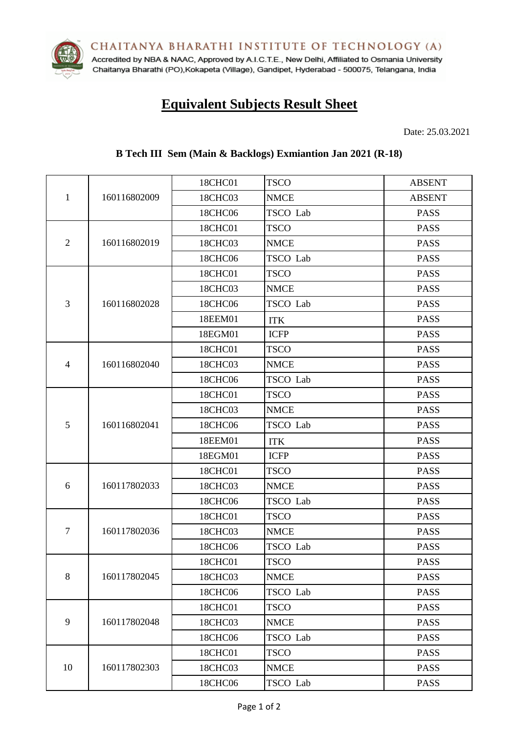CHAITANYA BHARATHI INSTITUTE OF TECHNOLOGY (A)
Accredited by NBA & NAAC, Approved by A.I.C.T.E., New Delhi, Affiliated to Osmania University
Chaitanya Bharathi (PO),Kokapeta (Village), Gandipet, Hyderabad - 500075, Telangana, India

# Equivalent Subjects Result Sheet

Date: 25.03.2021

## B Tech III Sem (Main & Backlogs) Exmiantion Jan 2021 (R-18)

| | | | | |
|---|---|---|---|---|
| 1 | 160116802009 | 18CHC01 | TSCO | ABSENT |
| | | 18CHC03 | NMCE | ABSENT |
| | | 18CHC06 | TSCO Lab | PASS |
| 2 | 160116802019 | 18CHC01 | TSCO | PASS |
| | | 18CHC03 | NMCE | PASS |
| | | 18CHC06 | TSCO Lab | PASS |
| 3 | 160116802028 | 18CHC01 | TSCO | PASS |
| | | 18CHC03 | NMCE | PASS |
| | | 18CHC06 | TSCO Lab | PASS |
| | | 18EEM01 | ITK | PASS |
| | | 18EGM01 | ICFP | PASS |
| 4 | 160116802040 | 18CHC01 | TSCO | PASS |
| | | 18CHC03 | NMCE | PASS |
| | | 18CHC06 | TSCO Lab | PASS |
| 5 | 160116802041 | 18CHC01 | TSCO | PASS |
| | | 18CHC03 | NMCE | PASS |
| | | 18CHC06 | TSCO Lab | PASS |
| | | 18EEM01 | ITK | PASS |
| | | 18EGM01 | ICFP | PASS |
| 6 | 160117802033 | 18CHC01 | TSCO | PASS |
| | | 18CHC03 | NMCE | PASS |
| | | 18CHC06 | TSCO Lab | PASS |
| 7 | 160117802036 | 18CHC01 | TSCO | PASS |
| | | 18CHC03 | NMCE | PASS |
| | | 18CHC06 | TSCO Lab | PASS |
| 8 | 160117802045 | 18CHC01 | TSCO | PASS |
| | | 18CHC03 | NMCE | PASS |
| | | 18CHC06 | TSCO Lab | PASS |
| 9 | 160117802048 | 18CHC01 | TSCO | PASS |
| | | 18CHC03 | NMCE | PASS |
| | | 18CHC06 | TSCO Lab | PASS |
| 10 | 160117802303 | 18CHC01 | TSCO | PASS |
| | | 18CHC03 | NMCE | PASS |
| | | 18CHC06 | TSCO Lab | PASS |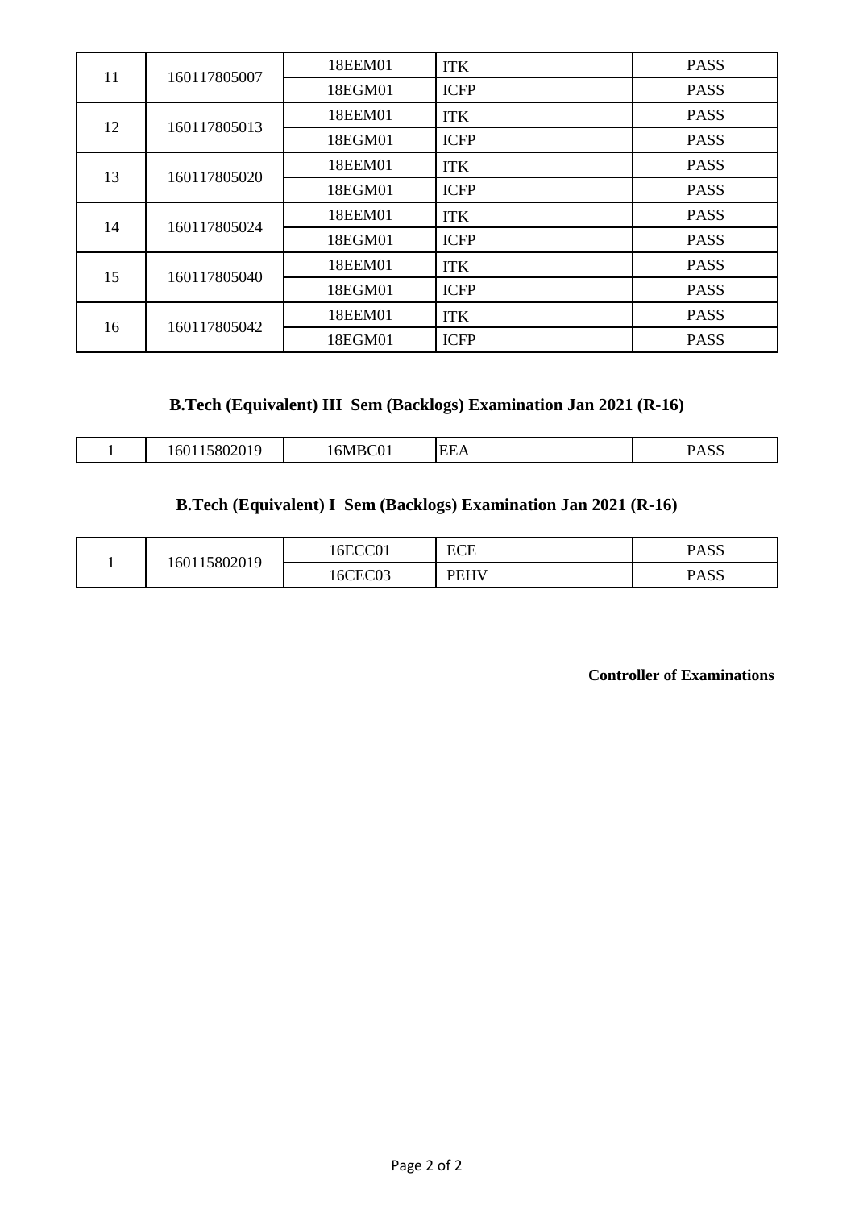| | | | | |
|---|---|---|---|---|
| 11 | 160117805007 | 18EEM01 | ITK | PASS |
| | | 18EGM01 | ICFP | PASS |
| 12 | 160117805013 | 18EEM01 | ITK | PASS |
| | | 18EGM01 | ICFP | PASS |
| 13 | 160117805020 | 18EEM01 | ITK | PASS |
| | | 18EGM01 | ICFP | PASS |
| 14 | 160117805024 | 18EEM01 | ITK | PASS |
| | | 18EGM01 | ICFP | PASS |
| 15 | 160117805040 | 18EEM01 | ITK | PASS |
| | | 18EGM01 | ICFP | PASS |
| 16 | 160117805042 | 18EEM01 | ITK | PASS |
| | | 18EGM01 | ICFP | PASS |

## B.Tech (Equivalent) III Sem (Backlogs) Examination Jan 2021 (R-16)

| | | | | |
|---|---|---|---|---|
| 1 | 160115802019 | 16MBC01 | EEA | PASS |

## B.Tech (Equivalent) I Sem (Backlogs) Examination Jan 2021 (R-16)

| | | | | |
|---|---|---|---|---|
| 1 | 160115802019 | 16ECC01 | ECE | PASS |
| | | 16CEC03 | PEHV | PASS |

**Controller of Examinations**